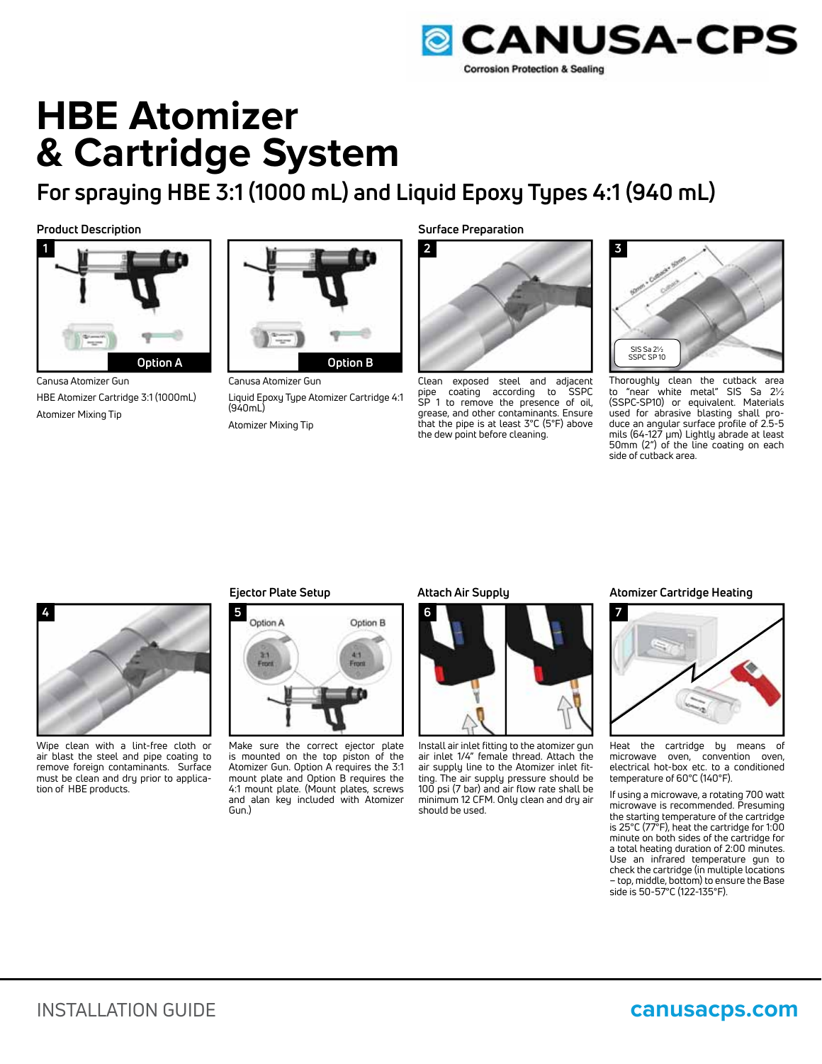# HBE Atomizer & Cartridge System

## For spraying HBE 3:1 (1000 mL) and Liquid Epoxy Types 4:1 (940 mL)

### Product Description

**1** — Option A

Canusa Atomizer Gun

HBE Atomizer Cartridge 3:1 (1000mL)

Atomizer Mixing Tip

Option B

Canusa Atomizer Gun

Liquid Epoxy Type Atomizer Cartridge 4:1 (940mL)

Atomizer Mixing Tip

### Surface Preparation

**2**

Clean exposed steel and adjacent pipe coating according to SSPC SP 1 to remove the presence of oil, grease, and other contaminants. Ensure that the pipe is at least 3°C (5°F) above the dew point before cleaning.

**3**

Thoroughly clean the cutback area to "near white metal" SIS Sa 2½ (SSPC-SP10) or equivalent. Materials used for abrasive blasting shall produce an angular surface profile of 2.5-5 mils (64-127 µm) Lightly abrade at least 50mm (2") of the line coating on each side of cutback area.

**4**

Wipe clean with a lint-free cloth or air blast the steel and pipe coating to remove foreign contaminants. Surface must be clean and dry prior to application of HBE products.

### Ejector Plate Setup

**5**

Make sure the correct ejector plate is mounted on the top piston of the Atomizer Gun. Option A requires the 3:1 mount plate and Option B requires the 4:1 mount plate. (Mount plates, screws and alan key included with Atomizer Gun.)

### Attach Air Supply

**6**

Install air inlet fitting to the atomizer gun air inlet 1/4" female thread. Attach the air supply line to the Atomizer inlet fitting. The air supply pressure should be 100 psi (7 bar) and air flow rate shall be minimum 12 CFM. Only clean and dry air should be used.

### Atomizer Cartridge Heating

**7**

Heat the cartridge by means of microwave oven, convention oven, electrical hot-box etc. to a conditioned temperature of 60°C (140°F).

If using a microwave, a rotating 700 watt microwave is recommended. Presuming the starting temperature of the cartridge is 25°C (77°F), heat the cartridge for 1:00 minute on both sides of the cartridge for a total heating duration of 2:00 minutes. Use an infrared temperature gun to check the cartridge (in multiple locations – top, middle, bottom) to ensure the Base side is 50-57°C (122-135°F).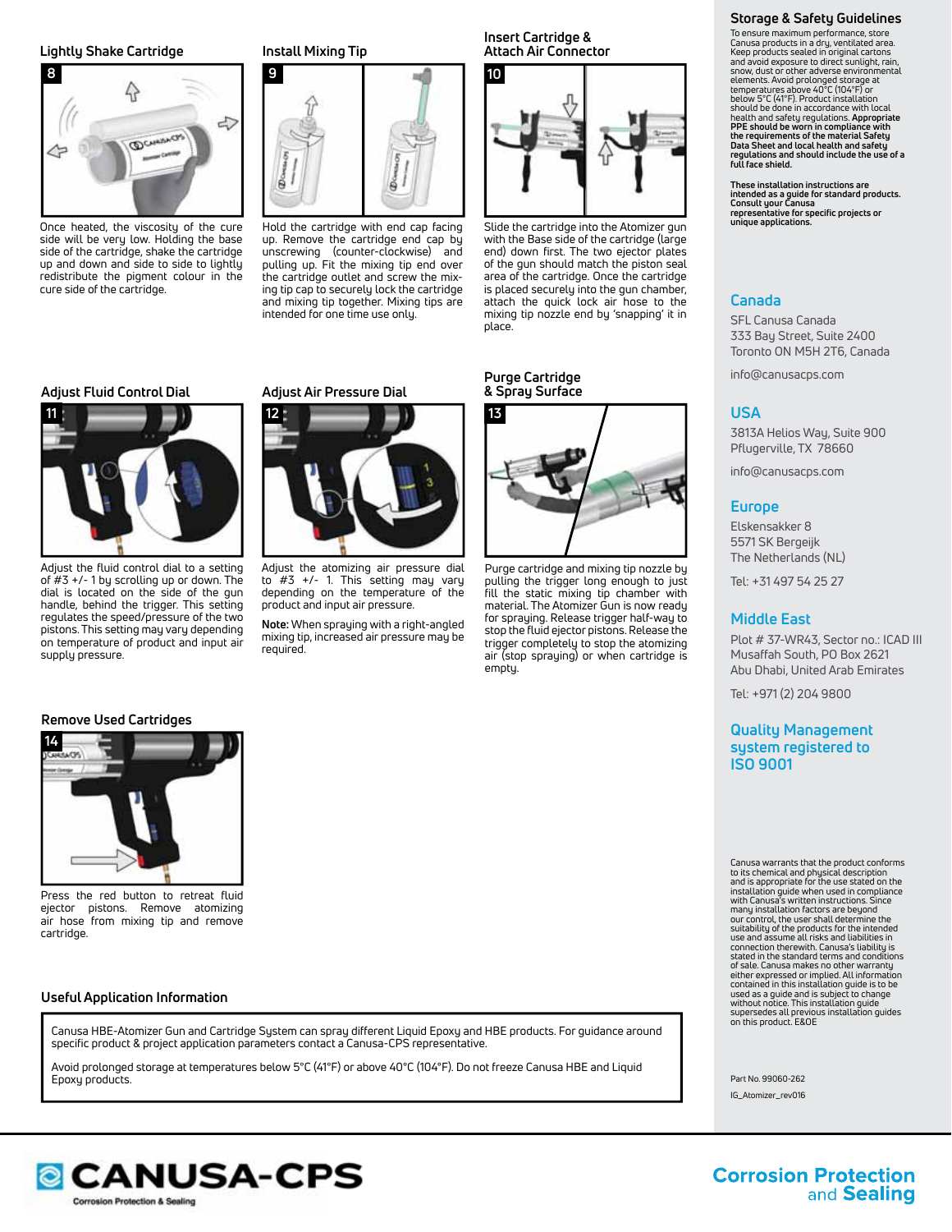## Lightly Shake Cartridge

8

Once heated, the viscosity of the cure side will be very low. Holding the base side of the cartridge, shake the cartridge up and down and side to side to lightly redistribute the pigment colour in the cure side of the cartridge.

## Install Mixing Tip

9

Hold the cartridge with end cap facing up. Remove the cartridge end cap by unscrewing (counter-clockwise) and pulling up. Fit the mixing tip end over the cartridge outlet and screw the mixing tip cap to securely lock the cartridge and mixing tip together. Mixing tips are intended for one time use only.

## Insert Cartridge & Attach Air Connector

10

Slide the cartridge into the Atomizer gun with the Base side of the cartridge (large end) down first. The two ejector plates of the gun should match the piston seal area of the cartridge. Once the cartridge is placed securely into the gun chamber, attach the quick lock air hose to the mixing tip nozzle end by 'snapping' it in place.

## Adjust Fluid Control Dial

11

Adjust the fluid control dial to a setting of #3 +/- 1 by scrolling up or down. The dial is located on the side of the gun handle, behind the trigger. This setting regulates the speed/pressure of the two pistons. This setting may vary depending on temperature of product and input air supply pressure.

## Adjust Air Pressure Dial

12

Adjust the atomizing air pressure dial to #3 +/- 1. This setting may vary depending on the temperature of the product and input air pressure.

**Note:** When spraying with a right-angled mixing tip, increased air pressure may be required.

## Purge Cartridge & Spray Surface

13

Purge cartridge and mixing tip nozzle by pulling the trigger long enough to just fill the static mixing tip chamber with material. The Atomizer Gun is now ready for spraying. Release trigger half-way to stop the fluid ejector pistons. Release the trigger completely to stop the atomizing air (stop spraying) or when cartridge is empty.

## Remove Used Cartridges

14

Press the red button to retreat fluid ejector pistons. Remove atomizing air hose from mixing tip and remove cartridge.

## Useful Application Information

Canusa HBE-Atomizer Gun and Cartridge System can spray different Liquid Epoxy and HBE products. For guidance around specific product & project application parameters contact a Canusa-CPS representative.

Avoid prolonged storage at temperatures below 5°C (41°F) or above 40°C (104°F). Do not freeze Canusa HBE and Liquid Epoxy products.

## Storage & Safety Guidelines

To ensure maximum performance, store Canusa products in a dry, ventilated area. Keep products sealed in original cartons and avoid exposure to direct sunlight, rain, snow, dust or other adverse environmental elements. Avoid prolonged storage at temperatures above 40°C (104°F) or below 5°C (41°F). Product installation should be done in accordance with local health and safety regulations. **Appropriate PPE should be worn in compliance with the requirements of the material Safety Data Sheet and local health and safety regulations and should include the use of a full face shield.**

**These installation instructions are intended as a guide for standard products. Consult your Canusa representative for specific projects or unique applications.**

### Canada

SFL Canusa Canada
333 Bay Street, Suite 2400
Toronto ON M5H 2T6, Canada

info@canusacps.com

### USA

3813A Helios Way, Suite 900
Pflugerville, TX 78660

info@canusacps.com

### Europe

Elskensakker 8
5571 SK Bergeijk
The Netherlands (NL)

Tel: +31 497 54 25 27

### Middle East

Plot # 37-WR43, Sector no.: ICAD III
Musaffah South, PO Box 2621
Abu Dhabi, United Arab Emirates

Tel: +971 (2) 204 9800

### Quality Management system registered to ISO 9001

Canusa warrants that the product conforms to its chemical and physical description and is appropriate for the use stated on the installation guide when used in compliance with Canusa's written instructions. Since many installation factors are beyond our control, the user shall determine the suitability of the products for the intended use and assume all risks and liabilities in connection therewith. Canusa's liability is stated in the standard terms and conditions of sale. Canusa makes no other warranty either expressed or implied. All information contained in this installation guide is to be used as a guide and is subject to change without notice. This installation guide supersedes all previous installation guides on this product. E&OE

Part No. 99060-262

IG_Atomizer_rev016

CANUSA-CPS
Corrosion Protection & Sealing

Corrosion Protection and Sealing